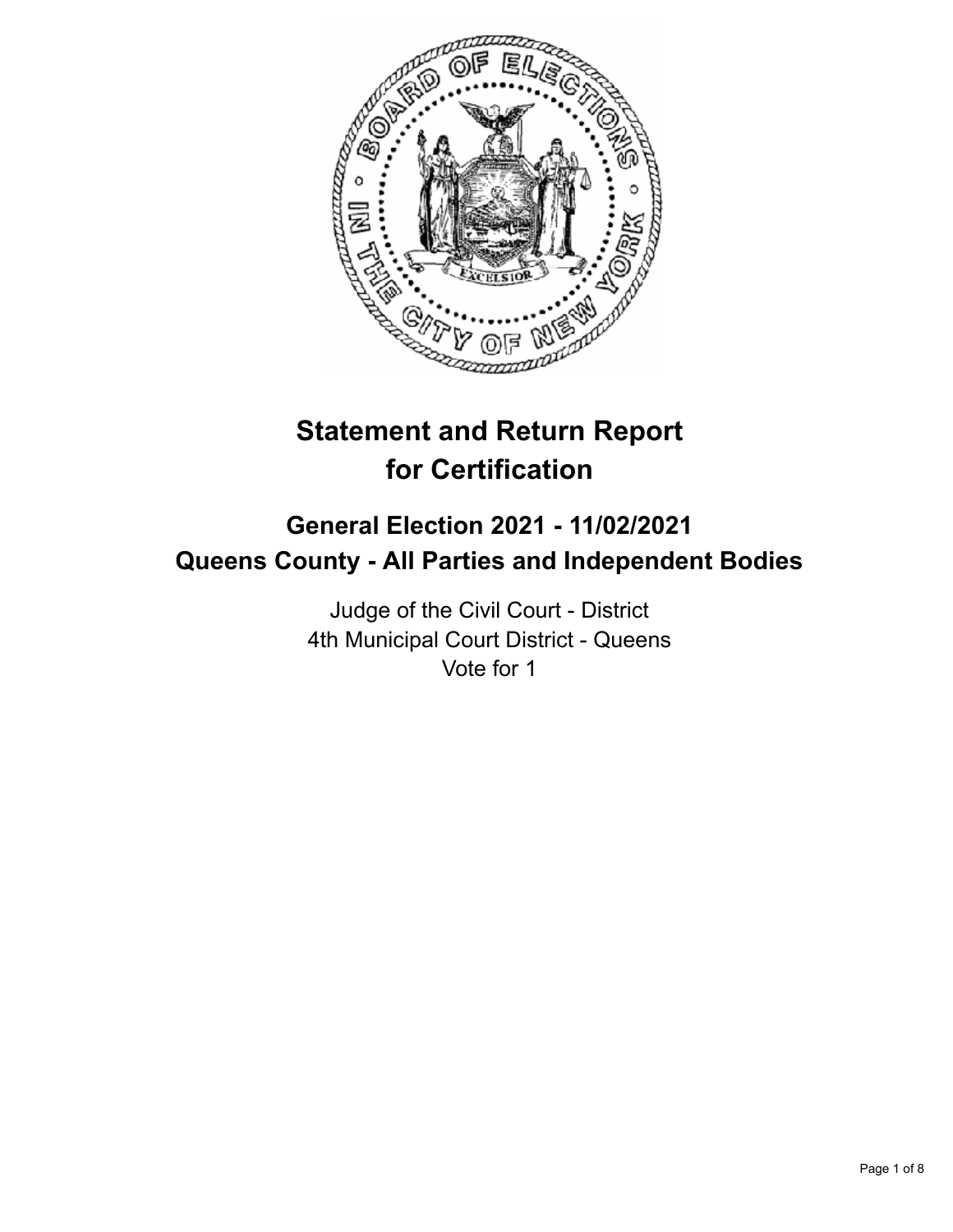# Statement and Return Report for Certification

## General Election 2021 - 11/02/2021
## Queens County - All Parties and Independent Bodies

Judge of the Civil Court - District
4th Municipal Court District - Queens
Vote for 1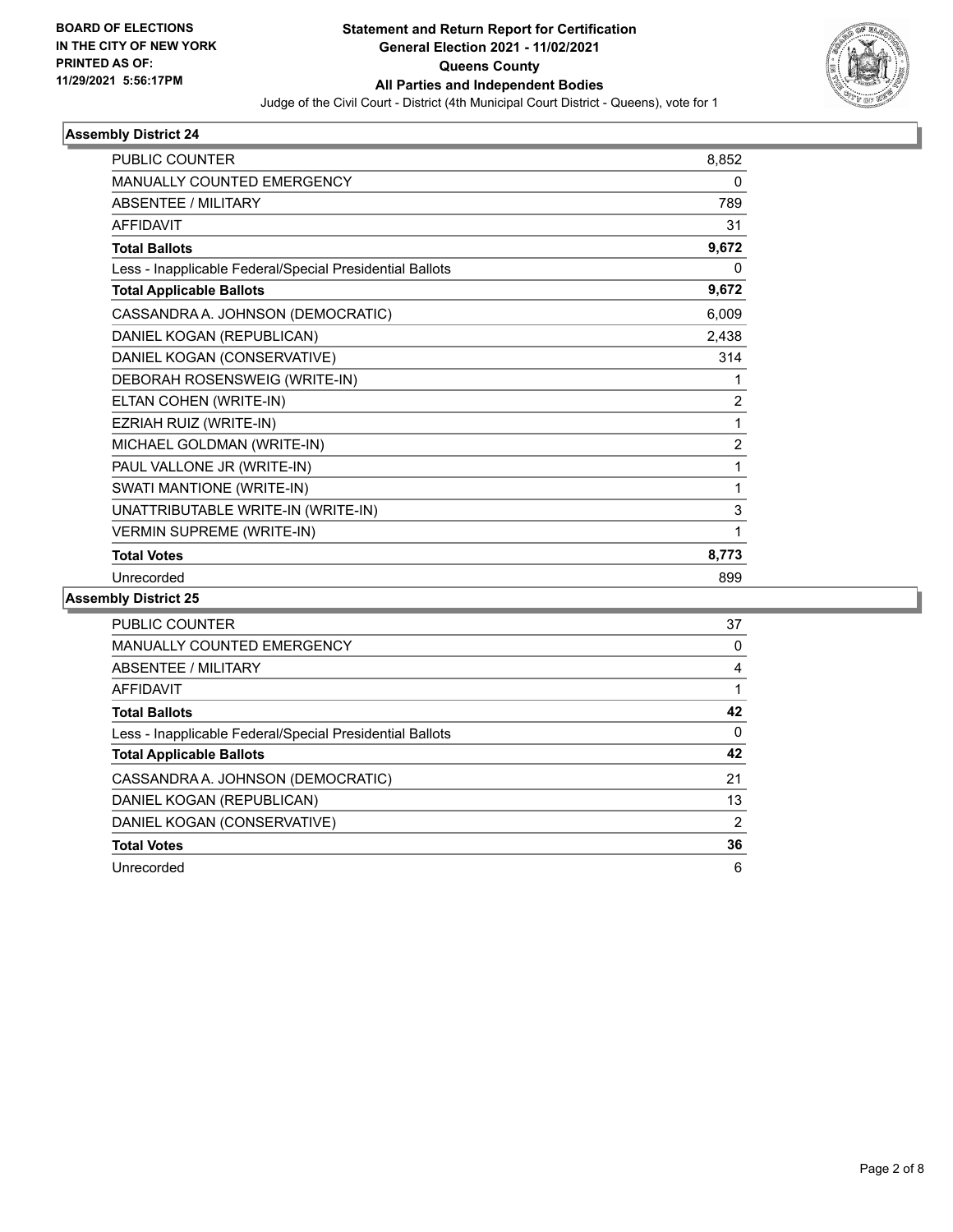**BOARD OF ELECTIONS IN THE CITY OF NEW YORK PRINTED AS OF: 11/29/2021 5:56:17PM**

# Statement and Return Report for Certification
## General Election 2021 - 11/02/2021
## Queens County
## All Parties and Independent Bodies

Judge of the Civil Court - District (4th Municipal Court District - Queens), vote for 1

### Assembly District 24

| | |
|---|---|
| PUBLIC COUNTER | 8,852 |
| MANUALLY COUNTED EMERGENCY | 0 |
| ABSENTEE / MILITARY | 789 |
| AFFIDAVIT | 31 |
| **Total Ballots** | **9,672** |
| Less - Inapplicable Federal/Special Presidential Ballots | 0 |
| **Total Applicable Ballots** | **9,672** |
| CASSANDRA A. JOHNSON (DEMOCRATIC) | 6,009 |
| DANIEL KOGAN (REPUBLICAN) | 2,438 |
| DANIEL KOGAN (CONSERVATIVE) | 314 |
| DEBORAH ROSENSWEIG (WRITE-IN) | 1 |
| ELTAN COHEN (WRITE-IN) | 2 |
| EZRIAH RUIZ (WRITE-IN) | 1 |
| MICHAEL GOLDMAN (WRITE-IN) | 2 |
| PAUL VALLONE JR (WRITE-IN) | 1 |
| SWATI MANTIONE (WRITE-IN) | 1 |
| UNATTRIBUTABLE WRITE-IN (WRITE-IN) | 3 |
| VERMIN SUPREME (WRITE-IN) | 1 |
| **Total Votes** | **8,773** |
| Unrecorded | 899 |

### Assembly District 25

| | |
|---|---|
| PUBLIC COUNTER | 37 |
| MANUALLY COUNTED EMERGENCY | 0 |
| ABSENTEE / MILITARY | 4 |
| AFFIDAVIT | 1 |
| **Total Ballots** | **42** |
| Less - Inapplicable Federal/Special Presidential Ballots | 0 |
| **Total Applicable Ballots** | **42** |
| CASSANDRA A. JOHNSON (DEMOCRATIC) | 21 |
| DANIEL KOGAN (REPUBLICAN) | 13 |
| DANIEL KOGAN (CONSERVATIVE) | 2 |
| **Total Votes** | **36** |
| Unrecorded | 6 |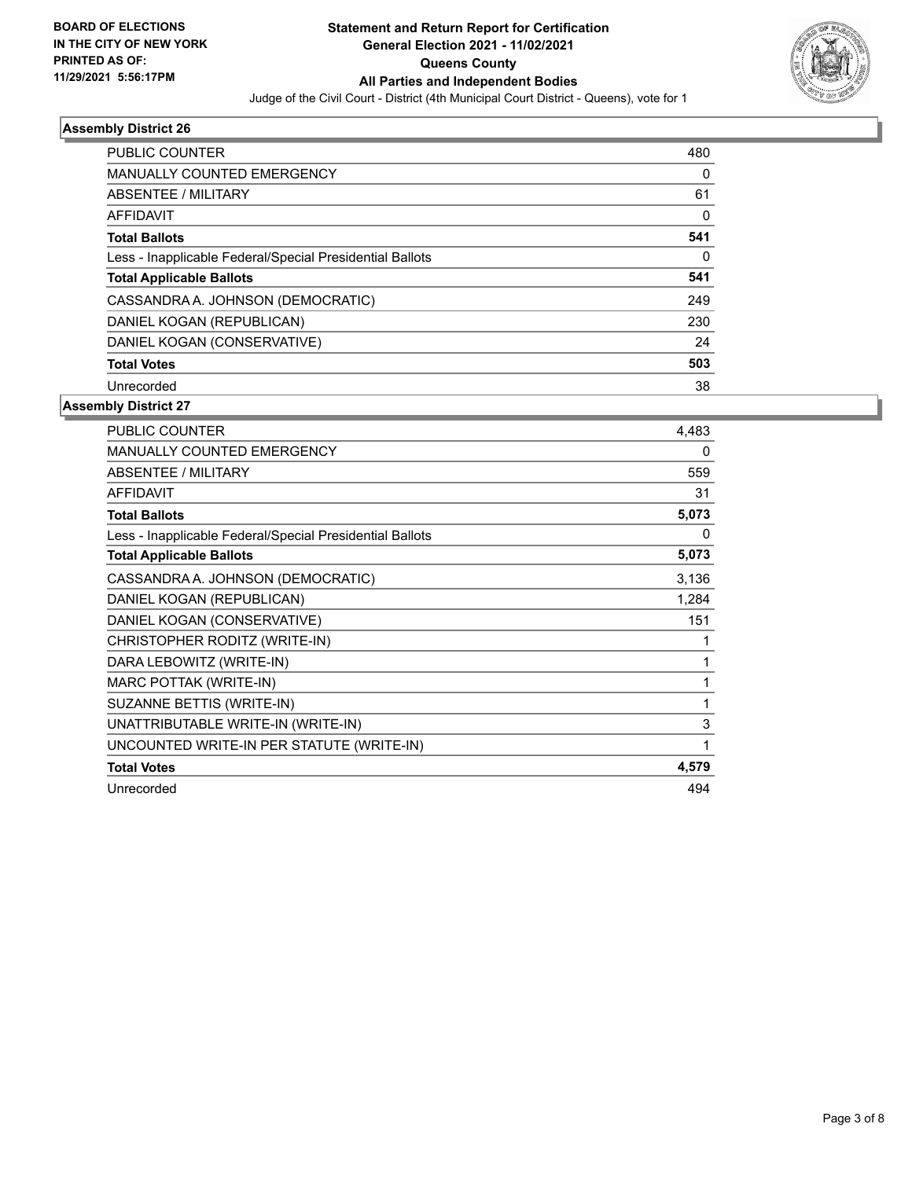**BOARD OF ELECTIONS IN THE CITY OF NEW YORK PRINTED AS OF: 11/29/2021 5:56:17PM**

# Statement and Return Report for Certification
## General Election 2021 - 11/02/2021
## Queens County
## All Parties and Independent Bodies

Judge of the Civil Court - District (4th Municipal Court District - Queens), vote for 1

### Assembly District 26

| | |
|---|---|
| PUBLIC COUNTER | 480 |
| MANUALLY COUNTED EMERGENCY | 0 |
| ABSENTEE / MILITARY | 61 |
| AFFIDAVIT | 0 |
| **Total Ballots** | **541** |
| Less - Inapplicable Federal/Special Presidential Ballots | 0 |
| **Total Applicable Ballots** | **541** |
| CASSANDRA A. JOHNSON (DEMOCRATIC) | 249 |
| DANIEL KOGAN (REPUBLICAN) | 230 |
| DANIEL KOGAN (CONSERVATIVE) | 24 |
| **Total Votes** | **503** |
| Unrecorded | 38 |

### Assembly District 27

| | |
|---|---|
| PUBLIC COUNTER | 4,483 |
| MANUALLY COUNTED EMERGENCY | 0 |
| ABSENTEE / MILITARY | 559 |
| AFFIDAVIT | 31 |
| **Total Ballots** | **5,073** |
| Less - Inapplicable Federal/Special Presidential Ballots | 0 |
| **Total Applicable Ballots** | **5,073** |
| CASSANDRA A. JOHNSON (DEMOCRATIC) | 3,136 |
| DANIEL KOGAN (REPUBLICAN) | 1,284 |
| DANIEL KOGAN (CONSERVATIVE) | 151 |
| CHRISTOPHER RODITZ (WRITE-IN) | 1 |
| DARA LEBOWITZ (WRITE-IN) | 1 |
| MARC POTTAK (WRITE-IN) | 1 |
| SUZANNE BETTIS (WRITE-IN) | 1 |
| UNATTRIBUTABLE WRITE-IN (WRITE-IN) | 3 |
| UNCOUNTED WRITE-IN PER STATUTE (WRITE-IN) | 1 |
| **Total Votes** | **4,579** |
| Unrecorded | 494 |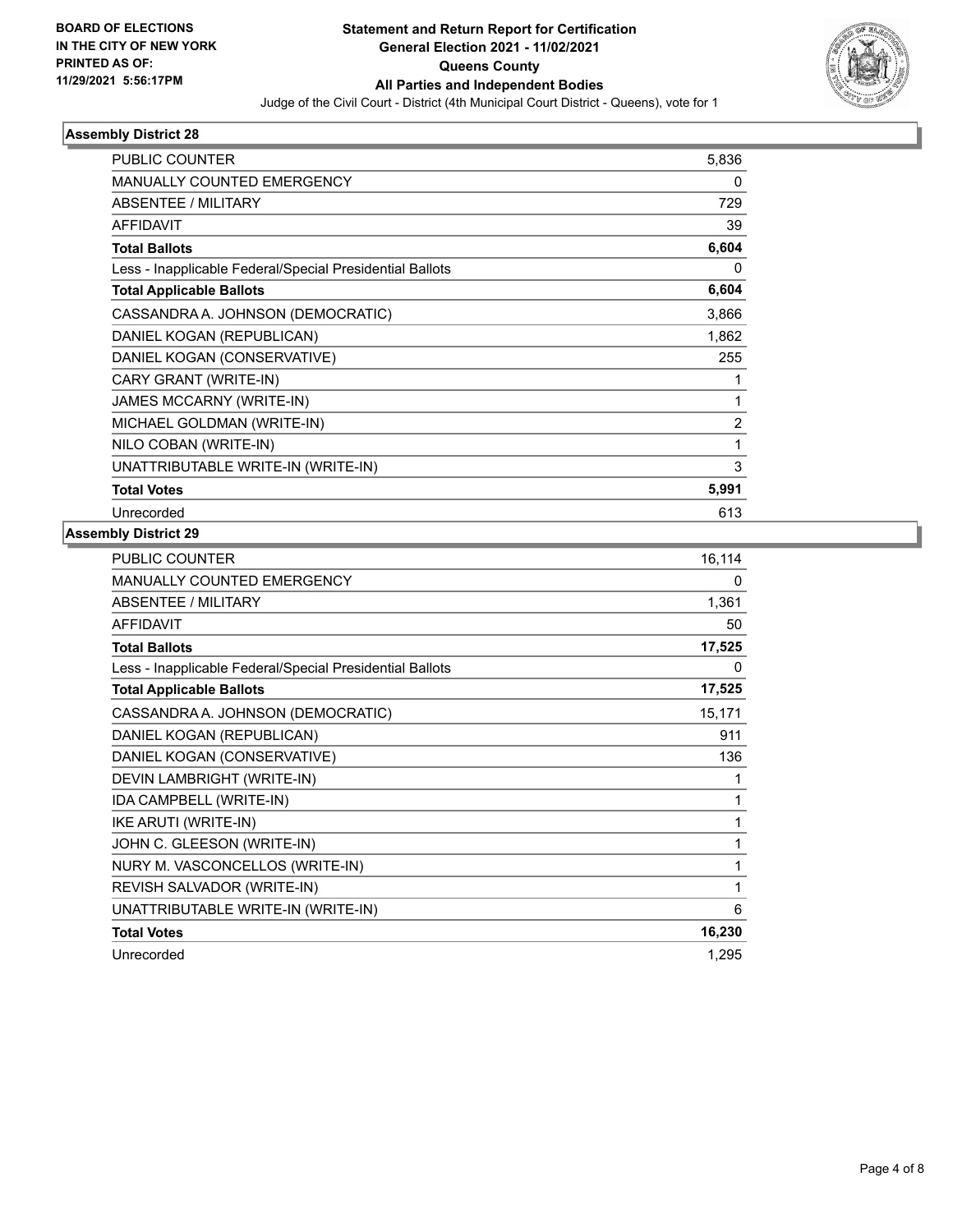**BOARD OF ELECTIONS IN THE CITY OF NEW YORK PRINTED AS OF: 11/29/2021 5:56:17PM**

# Statement and Return Report for Certification
## General Election 2021 - 11/02/2021
## Queens County
## All Parties and Independent Bodies

Judge of the Civil Court - District (4th Municipal Court District - Queens), vote for 1

### Assembly District 28

| | |
|---|---|
| PUBLIC COUNTER | 5,836 |
| MANUALLY COUNTED EMERGENCY | 0 |
| ABSENTEE / MILITARY | 729 |
| AFFIDAVIT | 39 |
| **Total Ballots** | **6,604** |
| Less - Inapplicable Federal/Special Presidential Ballots | 0 |
| **Total Applicable Ballots** | **6,604** |
| CASSANDRA A. JOHNSON (DEMOCRATIC) | 3,866 |
| DANIEL KOGAN (REPUBLICAN) | 1,862 |
| DANIEL KOGAN (CONSERVATIVE) | 255 |
| CARY GRANT (WRITE-IN) | 1 |
| JAMES MCCARNY (WRITE-IN) | 1 |
| MICHAEL GOLDMAN (WRITE-IN) | 2 |
| NILO COBAN (WRITE-IN) | 1 |
| UNATTRIBUTABLE WRITE-IN (WRITE-IN) | 3 |
| **Total Votes** | **5,991** |
| Unrecorded | 613 |

### Assembly District 29

| | |
|---|---|
| PUBLIC COUNTER | 16,114 |
| MANUALLY COUNTED EMERGENCY | 0 |
| ABSENTEE / MILITARY | 1,361 |
| AFFIDAVIT | 50 |
| **Total Ballots** | **17,525** |
| Less - Inapplicable Federal/Special Presidential Ballots | 0 |
| **Total Applicable Ballots** | **17,525** |
| CASSANDRA A. JOHNSON (DEMOCRATIC) | 15,171 |
| DANIEL KOGAN (REPUBLICAN) | 911 |
| DANIEL KOGAN (CONSERVATIVE) | 136 |
| DEVIN LAMBRIGHT (WRITE-IN) | 1 |
| IDA CAMPBELL (WRITE-IN) | 1 |
| IKE ARUTI (WRITE-IN) | 1 |
| JOHN C. GLEESON (WRITE-IN) | 1 |
| NURY M. VASCONCELLOS (WRITE-IN) | 1 |
| REVISH SALVADOR (WRITE-IN) | 1 |
| UNATTRIBUTABLE WRITE-IN (WRITE-IN) | 6 |
| **Total Votes** | **16,230** |
| Unrecorded | 1,295 |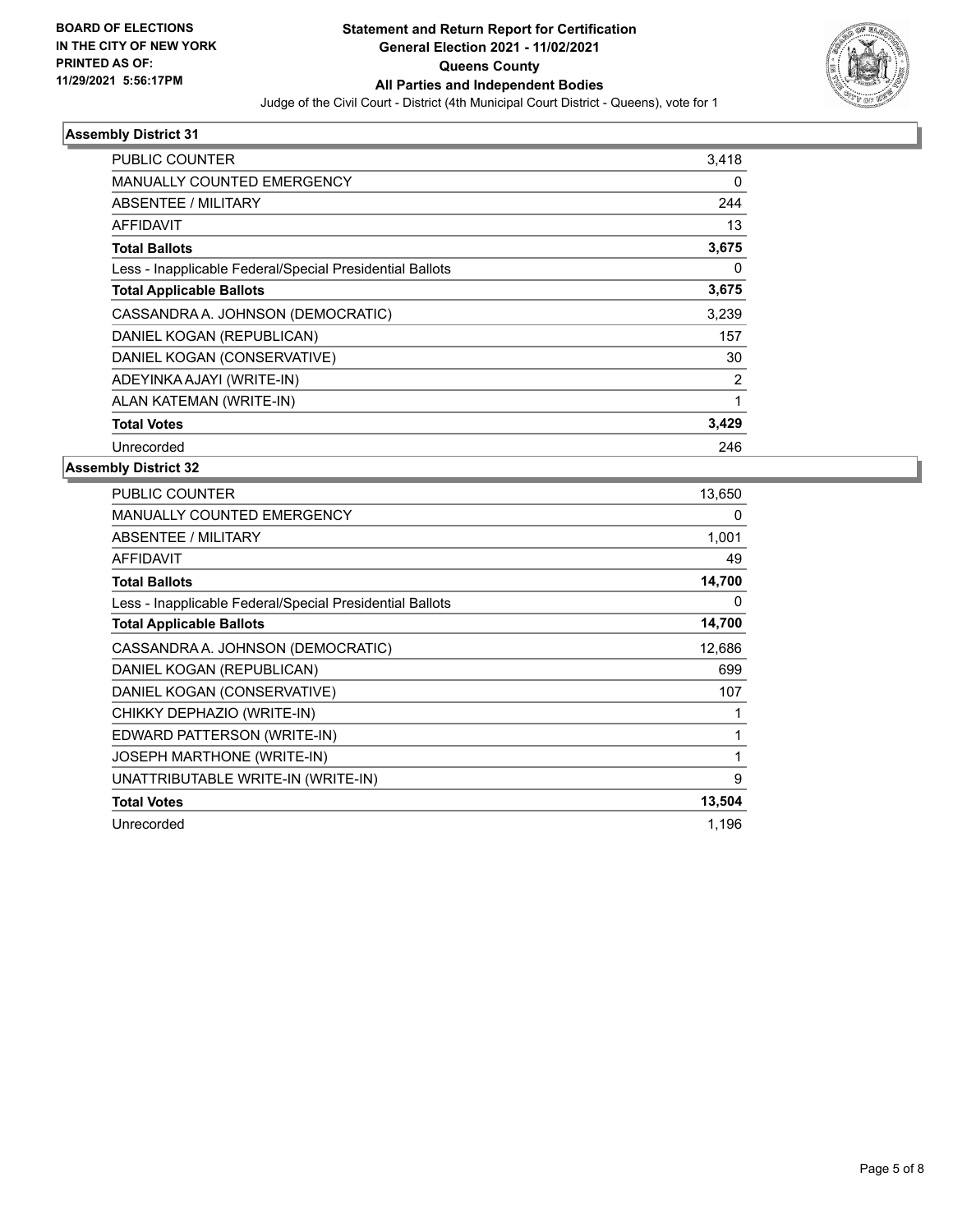BOARD OF ELECTIONS
IN THE CITY OF NEW YORK
PRINTED AS OF:
11/29/2021 5:56:17PM

# Statement and Return Report for Certification
## General Election 2021 - 11/02/2021
## Queens County
## All Parties and Independent Bodies

Judge of the Civil Court - District (4th Municipal Court District - Queens), vote for 1

### Assembly District 31

| | |
|---|---|
| PUBLIC COUNTER | 3,418 |
| MANUALLY COUNTED EMERGENCY | 0 |
| ABSENTEE / MILITARY | 244 |
| AFFIDAVIT | 13 |
| **Total Ballots** | **3,675** |
| Less - Inapplicable Federal/Special Presidential Ballots | 0 |
| **Total Applicable Ballots** | **3,675** |
| CASSANDRA A. JOHNSON (DEMOCRATIC) | 3,239 |
| DANIEL KOGAN (REPUBLICAN) | 157 |
| DANIEL KOGAN (CONSERVATIVE) | 30 |
| ADEYINKA AJAYI (WRITE-IN) | 2 |
| ALAN KATEMAN (WRITE-IN) | 1 |
| **Total Votes** | **3,429** |
| Unrecorded | 246 |

### Assembly District 32

| | |
|---|---|
| PUBLIC COUNTER | 13,650 |
| MANUALLY COUNTED EMERGENCY | 0 |
| ABSENTEE / MILITARY | 1,001 |
| AFFIDAVIT | 49 |
| **Total Ballots** | **14,700** |
| Less - Inapplicable Federal/Special Presidential Ballots | 0 |
| **Total Applicable Ballots** | **14,700** |
| CASSANDRA A. JOHNSON (DEMOCRATIC) | 12,686 |
| DANIEL KOGAN (REPUBLICAN) | 699 |
| DANIEL KOGAN (CONSERVATIVE) | 107 |
| CHIKKY DEPHAZIO (WRITE-IN) | 1 |
| EDWARD PATTERSON (WRITE-IN) | 1 |
| JOSEPH MARTHONE (WRITE-IN) | 1 |
| UNATTRIBUTABLE WRITE-IN (WRITE-IN) | 9 |
| **Total Votes** | **13,504** |
| Unrecorded | 1,196 |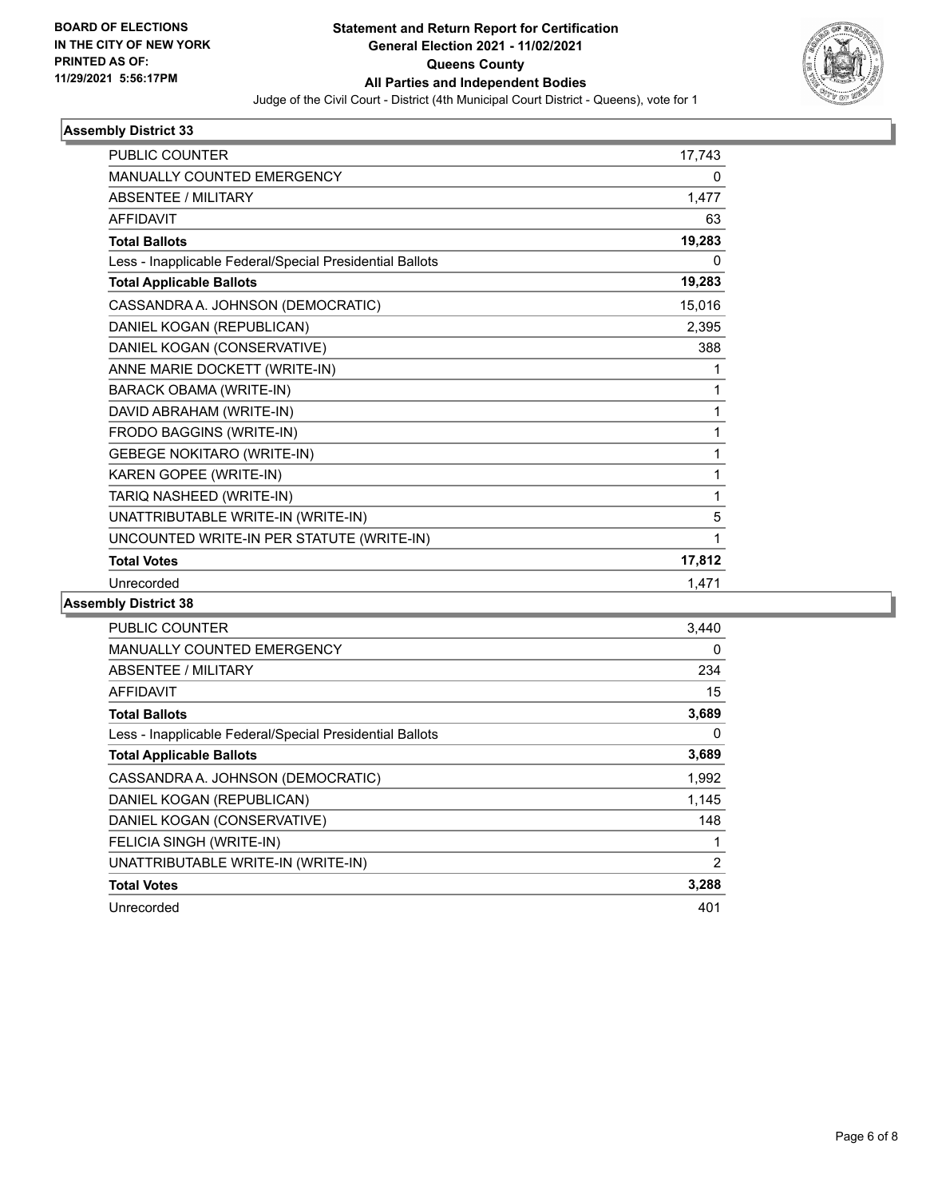BOARD OF ELECTIONS
IN THE CITY OF NEW YORK
PRINTED AS OF:
11/29/2021 5:56:17PM

**Statement and Return Report for Certification**
**General Election 2021 - 11/02/2021**
**Queens County**
**All Parties and Independent Bodies**
Judge of the Civil Court - District (4th Municipal Court District - Queens), vote for 1

### Assembly District 33

| | |
|---|---|
| PUBLIC COUNTER | 17,743 |
| MANUALLY COUNTED EMERGENCY | 0 |
| ABSENTEE / MILITARY | 1,477 |
| AFFIDAVIT | 63 |
| **Total Ballots** | **19,283** |
| Less - Inapplicable Federal/Special Presidential Ballots | 0 |
| **Total Applicable Ballots** | **19,283** |
| CASSANDRA A. JOHNSON (DEMOCRATIC) | 15,016 |
| DANIEL KOGAN (REPUBLICAN) | 2,395 |
| DANIEL KOGAN (CONSERVATIVE) | 388 |
| ANNE MARIE DOCKETT (WRITE-IN) | 1 |
| BARACK OBAMA (WRITE-IN) | 1 |
| DAVID ABRAHAM (WRITE-IN) | 1 |
| FRODO BAGGINS (WRITE-IN) | 1 |
| GEBEGE NOKITARO (WRITE-IN) | 1 |
| KAREN GOPEE (WRITE-IN) | 1 |
| TARIQ NASHEED (WRITE-IN) | 1 |
| UNATTRIBUTABLE WRITE-IN (WRITE-IN) | 5 |
| UNCOUNTED WRITE-IN PER STATUTE (WRITE-IN) | 1 |
| **Total Votes** | **17,812** |
| Unrecorded | 1,471 |

### Assembly District 38

| | |
|---|---|
| PUBLIC COUNTER | 3,440 |
| MANUALLY COUNTED EMERGENCY | 0 |
| ABSENTEE / MILITARY | 234 |
| AFFIDAVIT | 15 |
| **Total Ballots** | **3,689** |
| Less - Inapplicable Federal/Special Presidential Ballots | 0 |
| **Total Applicable Ballots** | **3,689** |
| CASSANDRA A. JOHNSON (DEMOCRATIC) | 1,992 |
| DANIEL KOGAN (REPUBLICAN) | 1,145 |
| DANIEL KOGAN (CONSERVATIVE) | 148 |
| FELICIA SINGH (WRITE-IN) | 1 |
| UNATTRIBUTABLE WRITE-IN (WRITE-IN) | 2 |
| **Total Votes** | **3,288** |
| Unrecorded | 401 |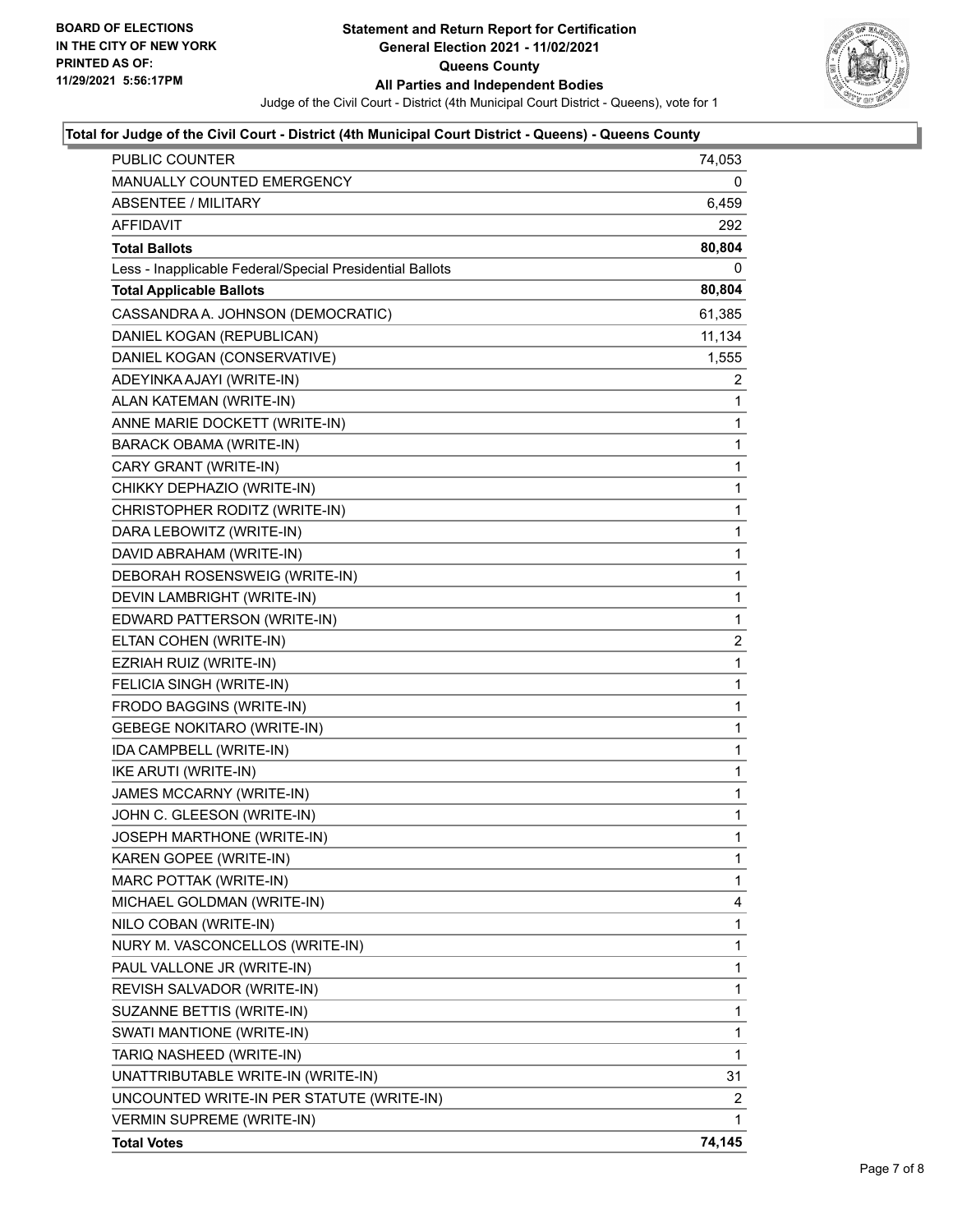**BOARD OF ELECTIONS IN THE CITY OF NEW YORK PRINTED AS OF: 11/29/2021 5:56:17PM**

# Statement and Return Report for Certification
## General Election 2021 - 11/02/2021
## Queens County
## All Parties and Independent Bodies

Judge of the Civil Court - District (4th Municipal Court District - Queens), vote for 1

### Total for Judge of the Civil Court - District (4th Municipal Court District - Queens) - Queens County

| | |
|---|---|
| PUBLIC COUNTER | 74,053 |
| MANUALLY COUNTED EMERGENCY | 0 |
| ABSENTEE / MILITARY | 6,459 |
| AFFIDAVIT | 292 |
| **Total Ballots** | **80,804** |
| Less - Inapplicable Federal/Special Presidential Ballots | 0 |
| **Total Applicable Ballots** | **80,804** |
| CASSANDRA A. JOHNSON (DEMOCRATIC) | 61,385 |
| DANIEL KOGAN (REPUBLICAN) | 11,134 |
| DANIEL KOGAN (CONSERVATIVE) | 1,555 |
| ADEYINKA AJAYI (WRITE-IN) | 2 |
| ALAN KATEMAN (WRITE-IN) | 1 |
| ANNE MARIE DOCKETT (WRITE-IN) | 1 |
| BARACK OBAMA (WRITE-IN) | 1 |
| CARY GRANT (WRITE-IN) | 1 |
| CHIKKY DEPHAZIO (WRITE-IN) | 1 |
| CHRISTOPHER RODITZ (WRITE-IN) | 1 |
| DARA LEBOWITZ (WRITE-IN) | 1 |
| DAVID ABRAHAM (WRITE-IN) | 1 |
| DEBORAH ROSENSWEIG (WRITE-IN) | 1 |
| DEVIN LAMBRIGHT (WRITE-IN) | 1 |
| EDWARD PATTERSON (WRITE-IN) | 1 |
| ELTAN COHEN (WRITE-IN) | 2 |
| EZRIAH RUIZ (WRITE-IN) | 1 |
| FELICIA SINGH (WRITE-IN) | 1 |
| FRODO BAGGINS (WRITE-IN) | 1 |
| GEBEGE NOKITARO (WRITE-IN) | 1 |
| IDA CAMPBELL (WRITE-IN) | 1 |
| IKE ARUTI (WRITE-IN) | 1 |
| JAMES MCCARNY (WRITE-IN) | 1 |
| JOHN C. GLEESON (WRITE-IN) | 1 |
| JOSEPH MARTHONE (WRITE-IN) | 1 |
| KAREN GOPEE (WRITE-IN) | 1 |
| MARC POTTAK (WRITE-IN) | 1 |
| MICHAEL GOLDMAN (WRITE-IN) | 4 |
| NILO COBAN (WRITE-IN) | 1 |
| NURY M. VASCONCELLOS (WRITE-IN) | 1 |
| PAUL VALLONE JR (WRITE-IN) | 1 |
| REVISH SALVADOR (WRITE-IN) | 1 |
| SUZANNE BETTIS (WRITE-IN) | 1 |
| SWATI MANTIONE (WRITE-IN) | 1 |
| TARIQ NASHEED (WRITE-IN) | 1 |
| UNATTRIBUTABLE WRITE-IN (WRITE-IN) | 31 |
| UNCOUNTED WRITE-IN PER STATUTE (WRITE-IN) | 2 |
| VERMIN SUPREME (WRITE-IN) | 1 |
| **Total Votes** | **74,145** |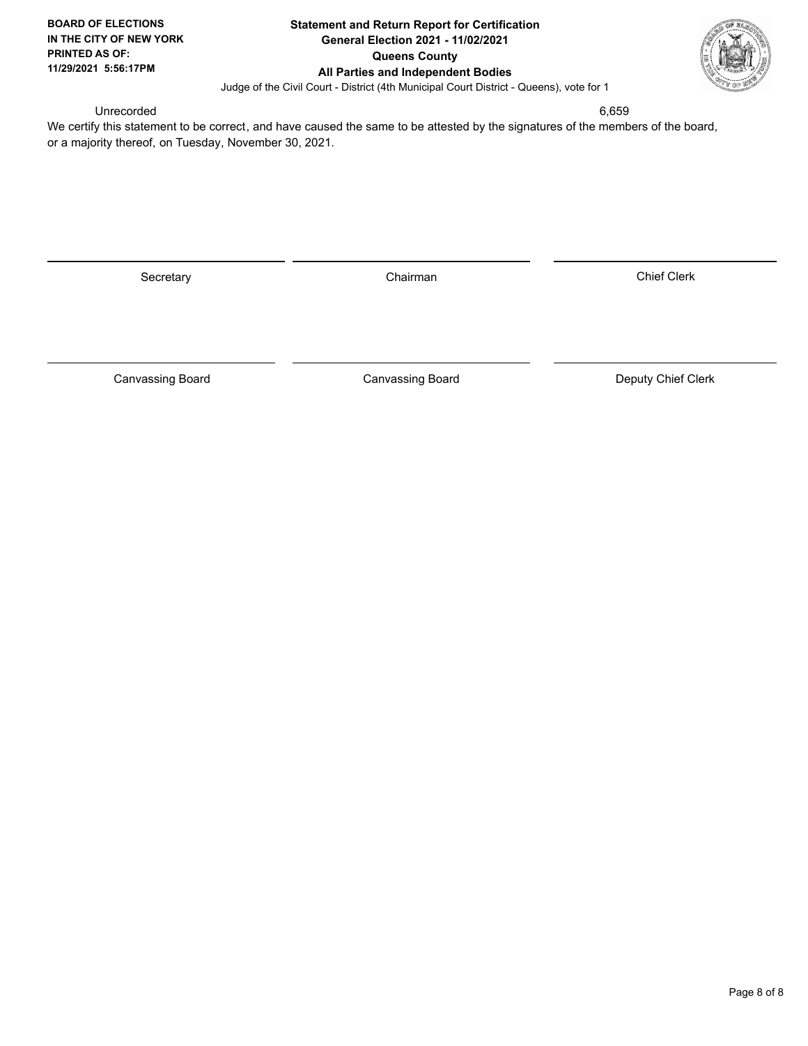| | |
|---|---|
| Unrecorded | 6,659 |

We certify this statement to be correct, and have caused the same to be attested by the signatures of the members of the board, or a majority thereof, on Tuesday, November 30, 2021.

| | | |
|---|---|---|
| Secretary | Chairman | Chief Clerk |
| Canvassing Board | Canvassing Board | Deputy Chief Clerk |